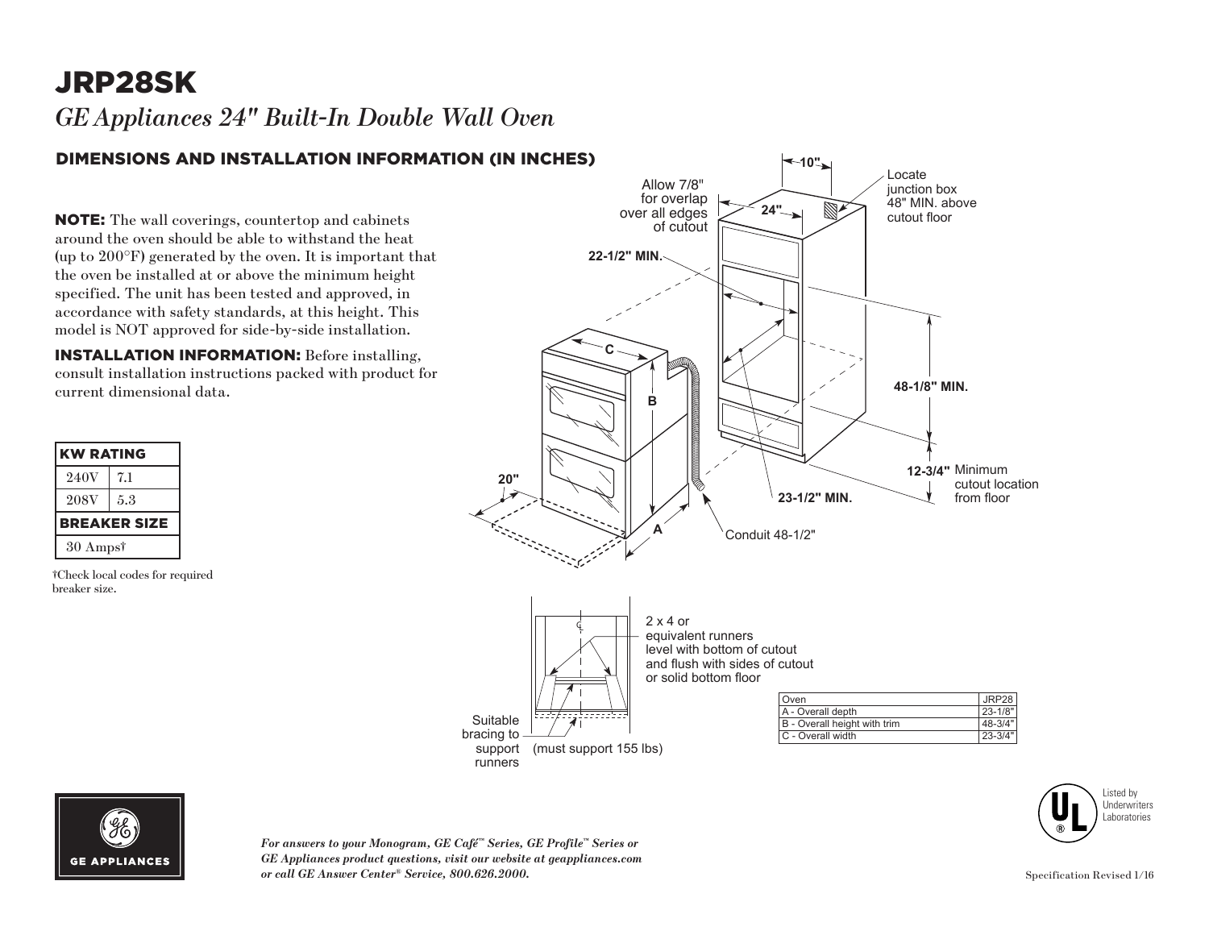# JRP28SK

## *GE Appliances 24" Built-In Double Wall Oven*

### DIMENSIONS AND INSTALLATION INFORMATION (IN INCHES)

**NOTE:** The wall coverings, countertop and cabinets around the oven should be able to withstand the heat (up to 200°F) generated by the oven. It is important that the oven be installed at or above the minimum height specified. The unit has been tested and approved, in accordance with safety standards, at this height. This model is NOT approved for side-by-side installation.

**INSTALLATION INFORMATION:** Before installing, consult installation instructions packed with product for current dimensional data.

| KW RATING | |
|---|---|
| 240V | 7.1 |
| 208V | 5.3 |
| **BREAKER SIZE** | |
| 30 Amps† | |

†Check local codes for required breaker size.

10"
24"
Allow 7/8" for overlap over all edges of cutout
Locate junction box 48" MIN. above cutout floor
22-1/2" MIN.
C
B
48-1/8" MIN.
12-3/4" Minimum cutout location from floor
20"
23-1/2" MIN.
A
Conduit 48-1/2"

2 x 4 or equivalent runners level with bottom of cutout and flush with sides of cutout or solid bottom floor

Suitable bracing to support runners (must support 155 lbs)

| Oven | JRP28 |
|---|---|
| A - Overall depth | 23-1/8" |
| B - Overall height with trim | 48-3/4" |
| C - Overall width | 23-3/4" |

Listed by Underwriters Laboratories

*For answers to your Monogram, GE Café™ Series, GE Profile™ Series or GE Appliances product questions, visit our website at geappliances.com or call GE Answer Center® Service, 800.626.2000.*

Specification Revised 1/16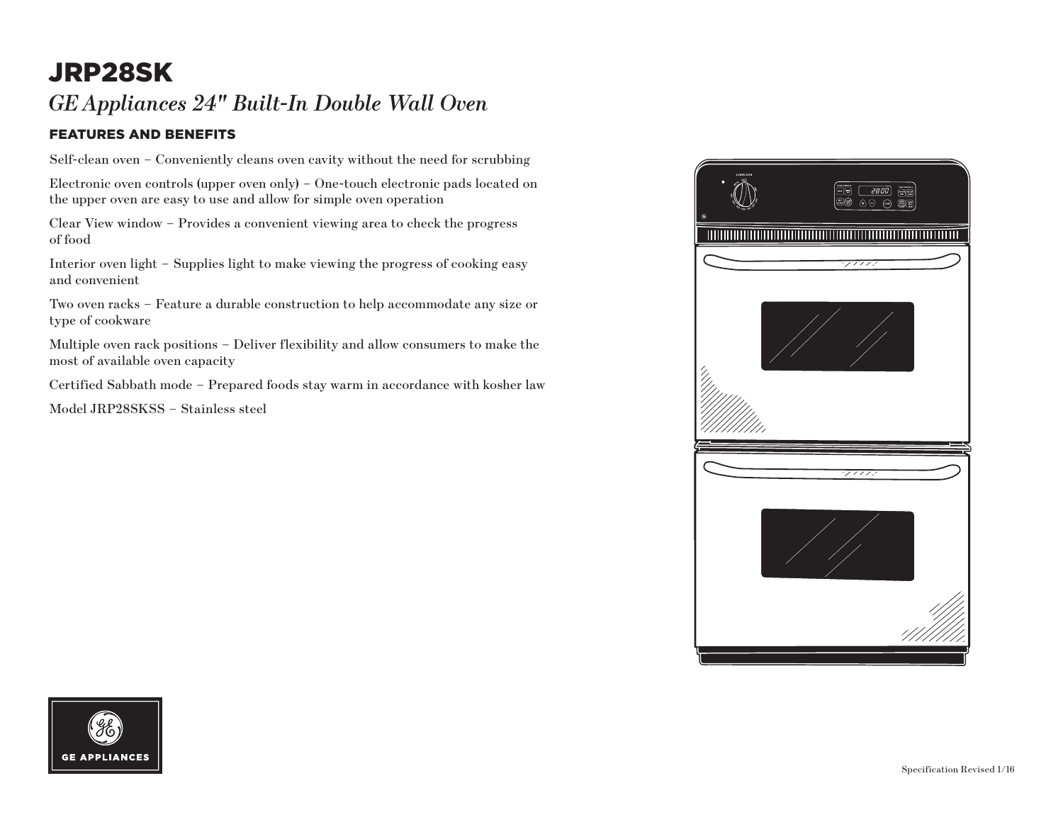# JRP28SK

## *GE Appliances 24" Built-In Double Wall Oven*

### FEATURES AND BENEFITS

Self-clean oven – Conveniently cleans oven cavity without the need for scrubbing

Electronic oven controls (upper oven only) – One-touch electronic pads located on the upper oven are easy to use and allow for simple oven operation

Clear View window – Provides a convenient viewing area to check the progress of food

Interior oven light – Supplies light to make viewing the progress of cooking easy and convenient

Two oven racks – Feature a durable construction to help accommodate any size or type of cookware

Multiple oven rack positions – Deliver flexibility and allow consumers to make the most of available oven capacity

Certified Sabbath mode – Prepared foods stay warm in accordance with kosher law

Model JRP28SKSS – Stainless steel

GE APPLIANCES

Specification Revised 1/16